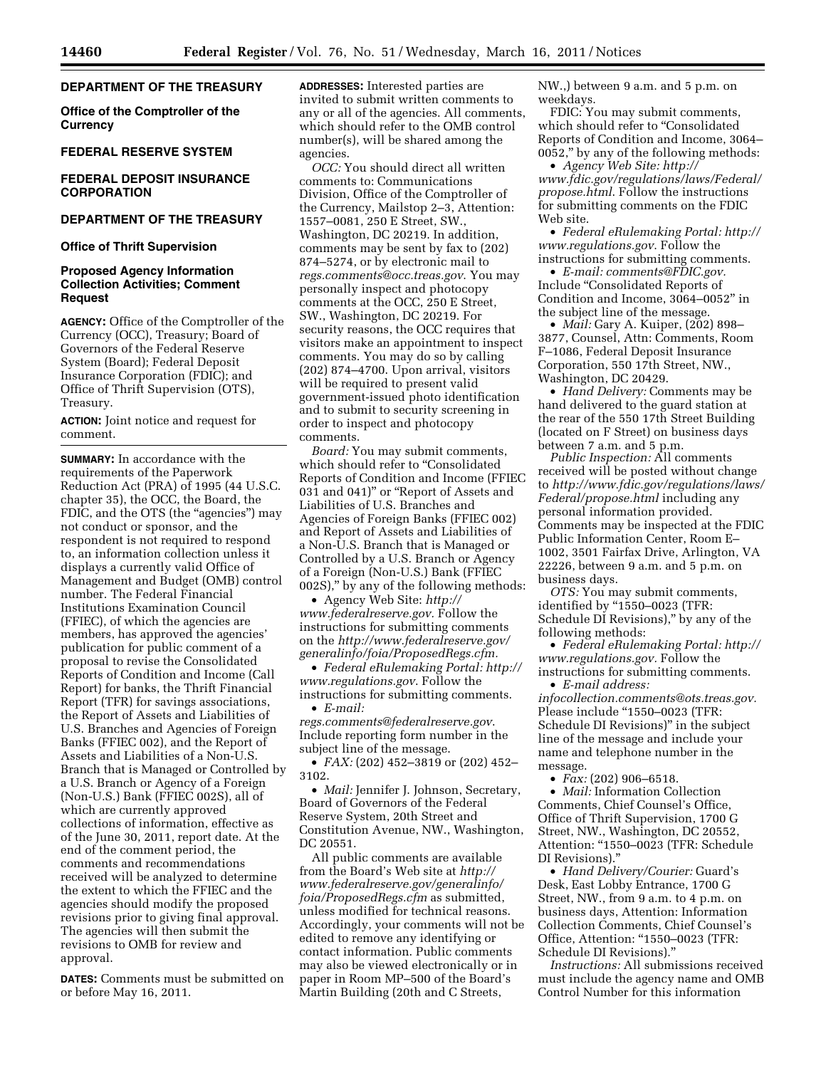**DEPARTMENT OF THE TREASURY**

**Office of the Comptroller of the Currency**

**FEDERAL RESERVE SYSTEM**

**FEDERAL DEPOSIT INSURANCE CORPORATION**

**DEPARTMENT OF THE TREASURY**

**Office of Thrift Supervision**

## Proposed Agency Information Collection Activities; Comment Request

**AGENCY:** Office of the Comptroller of the Currency (OCC), Treasury; Board of Governors of the Federal Reserve System (Board); Federal Deposit Insurance Corporation (FDIC); and Office of Thrift Supervision (OTS), Treasury.

**ACTION:** Joint notice and request for comment.

**SUMMARY:** In accordance with the requirements of the Paperwork Reduction Act (PRA) of 1995 (44 U.S.C. chapter 35), the OCC, the Board, the FDIC, and the OTS (the "agencies") may not conduct or sponsor, and the respondent is not required to respond to, an information collection unless it displays a currently valid Office of Management and Budget (OMB) control number. The Federal Financial Institutions Examination Council (FFIEC), of which the agencies are members, has approved the agencies' publication for public comment of a proposal to revise the Consolidated Reports of Condition and Income (Call Report) for banks, the Thrift Financial Report (TFR) for savings associations, the Report of Assets and Liabilities of U.S. Branches and Agencies of Foreign Banks (FFIEC 002), and the Report of Assets and Liabilities of a Non-U.S. Branch that is Managed or Controlled by a U.S. Branch or Agency of a Foreign (Non-U.S.) Bank (FFIEC 002S), all of which are currently approved collections of information, effective as of the June 30, 2011, report date. At the end of the comment period, the comments and recommendations received will be analyzed to determine the extent to which the FFIEC and the agencies should modify the proposed revisions prior to giving final approval. The agencies will then submit the revisions to OMB for review and approval.

**DATES:** Comments must be submitted on or before May 16, 2011.

**ADDRESSES:** Interested parties are invited to submit written comments to any or all of the agencies. All comments, which should refer to the OMB control number(s), will be shared among the agencies.

*OCC:* You should direct all written comments to: Communications Division, Office of the Comptroller of the Currency, Mailstop 2–3, Attention: 1557–0081, 250 E Street, SW., Washington, DC 20219. In addition, comments may be sent by fax to (202) 874–5274, or by electronic mail to *regs.comments@occ.treas.gov*. You may personally inspect and photocopy comments at the OCC, 250 E Street, SW., Washington, DC 20219. For security reasons, the OCC requires that visitors make an appointment to inspect comments. You may do so by calling (202) 874–4700. Upon arrival, visitors will be required to present valid government-issued photo identification and to submit to security screening in order to inspect and photocopy comments.

*Board:* You may submit comments, which should refer to "Consolidated Reports of Condition and Income (FFIEC 031 and 041)" or "Report of Assets and Liabilities of U.S. Branches and Agencies of Foreign Banks (FFIEC 002) and Report of Assets and Liabilities of a Non-U.S. Branch that is Managed or Controlled by a U.S. Branch or Agency of a Foreign (Non-U.S.) Bank (FFIEC 002S)," by any of the following methods:

- Agency Web Site: *http://www.federalreserve.gov.* Follow the instructions for submitting comments on the *http://www.federalreserve.gov/generalinfo/foia/ProposedRegs.cfm.*
- *Federal eRulemaking Portal: http://www.regulations.gov.* Follow the instructions for submitting comments.
- *E-mail: regs.comments@federalreserve.gov*. Include reporting form number in the subject line of the message.
- *FAX:* (202) 452–3819 or (202) 452–3102.
- *Mail:* Jennifer J. Johnson, Secretary, Board of Governors of the Federal Reserve System, 20th Street and Constitution Avenue, NW., Washington, DC 20551.

All public comments are available from the Board's Web site at *http://www.federalreserve.gov/generalinfo/foia/ProposedRegs.cfm* as submitted, unless modified for technical reasons. Accordingly, your comments will not be edited to remove any identifying or contact information. Public comments may also be viewed electronically or in paper in Room MP–500 of the Board's Martin Building (20th and C Streets, NW.,) between 9 a.m. and 5 p.m. on weekdays.

FDIC: You may submit comments, which should refer to "Consolidated Reports of Condition and Income, 3064–0052," by any of the following methods:

- *Agency Web Site: http://www.fdic.gov/regulations/laws/Federal/propose.html.* Follow the instructions for submitting comments on the FDIC Web site.
- *Federal eRulemaking Portal: http://www.regulations.gov.* Follow the instructions for submitting comments.
- *E-mail: comments@FDIC.gov.* Include "Consolidated Reports of Condition and Income, 3064–0052" in the subject line of the message.
- *Mail:* Gary A. Kuiper, (202) 898–3877, Counsel, Attn: Comments, Room F–1086, Federal Deposit Insurance Corporation, 550 17th Street, NW., Washington, DC 20429.
- *Hand Delivery:* Comments may be hand delivered to the guard station at the rear of the 550 17th Street Building (located on F Street) on business days between 7 a.m. and 5 p.m.

*Public Inspection:* All comments received will be posted without change to *http://www.fdic.gov/regulations/laws/Federal/propose.html* including any personal information provided. Comments may be inspected at the FDIC Public Information Center, Room E–1002, 3501 Fairfax Drive, Arlington, VA 22226, between 9 a.m. and 5 p.m. on business days.

*OTS:* You may submit comments, identified by "1550–0023 (TFR: Schedule DI Revisions)," by any of the following methods:

- *Federal eRulemaking Portal: http://www.regulations.gov.* Follow the instructions for submitting comments.
- *E-mail address: infocollection.comments@ots.treas.gov.* Please include "1550–0023 (TFR: Schedule DI Revisions)" in the subject line of the message and include your name and telephone number in the message.
- *Fax:* (202) 906–6518.
- *Mail:* Information Collection Comments, Chief Counsel's Office, Office of Thrift Supervision, 1700 G Street, NW., Washington, DC 20552, Attention: "1550–0023 (TFR: Schedule DI Revisions)."
- *Hand Delivery/Courier:* Guard's Desk, East Lobby Entrance, 1700 G Street, NW., from 9 a.m. to 4 p.m. on business days, Attention: Information Collection Comments, Chief Counsel's Office, Attention: "1550–0023 (TFR: Schedule DI Revisions)."

*Instructions:* All submissions received must include the agency name and OMB Control Number for this information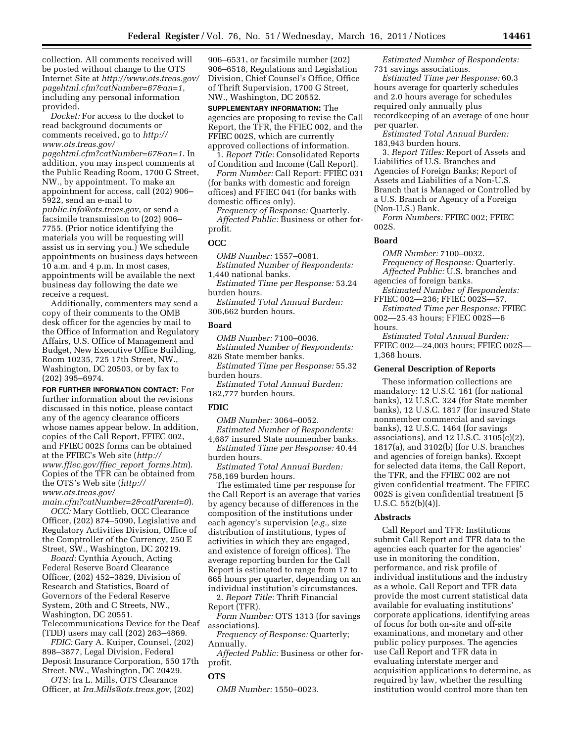collection. All comments received will be posted without change to the OTS Internet Site at *http://www.ots.treas.gov/pagehtml.cfm?catNumber=67&an=1*, including any personal information provided.

*Docket:* For access to the docket to read background documents or comments received, go to *http://www.ots.treas.gov/pagehtml.cfm?catNumber=67&an=1*. In addition, you may inspect comments at the Public Reading Room, 1700 G Street, NW., by appointment. To make an appointment for access, call (202) 906–5922, send an e-mail to *public.info@ots.treas.gov*, or send a facsimile transmission to (202) 906–7755. (Prior notice identifying the materials you will be requesting will assist us in serving you.) We schedule appointments on business days between 10 a.m. and 4 p.m. In most cases, appointments will be available the next business day following the date we receive a request.

Additionally, commenters may send a copy of their comments to the OMB desk officer for the agencies by mail to the Office of Information and Regulatory Affairs, U.S. Office of Management and Budget, New Executive Office Building, Room 10235, 725 17th Street, NW., Washington, DC 20503, or by fax to (202) 395–6974.

**FOR FURTHER INFORMATION CONTACT:** For further information about the revisions discussed in this notice, please contact any of the agency clearance officers whose names appear below. In addition, copies of the Call Report, FFIEC 002, and FFIEC 002S forms can be obtained at the FFIEC's Web site (*http://www.ffiec.gov/ffiec_report_forms.htm*). Copies of the TFR can be obtained from the OTS's Web site (*http://www.ots.treas.gov/main.cfm?catNumber=2&catParent=0*).

*OCC:* Mary Gottlieb, OCC Clearance Officer, (202) 874–5090, Legislative and Regulatory Activities Division, Office of the Comptroller of the Currency, 250 E Street, SW., Washington, DC 20219.

*Board:* Cynthia Ayouch, Acting Federal Reserve Board Clearance Officer, (202) 452–3829, Division of Research and Statistics, Board of Governors of the Federal Reserve System, 20th and C Streets, NW., Washington, DC 20551. Telecommunications Device for the Deaf (TDD) users may call (202) 263–4869.

*FDIC:* Gary A. Kuiper, Counsel, (202) 898–3877, Legal Division, Federal Deposit Insurance Corporation, 550 17th Street, NW., Washington, DC 20429.

*OTS:* Ira L. Mills, OTS Clearance Officer, at *Ira.Mills@ots.treas.gov,* (202) 906–6531, or facsimile number (202) 906–6518, Regulations and Legislation Division, Chief Counsel's Office, Office of Thrift Supervision, 1700 G Street, NW., Washington, DC 20552.

**SUPPLEMENTARY INFORMATION:** The agencies are proposing to revise the Call Report, the TFR, the FFIEC 002, and the FFIEC 002S, which are currently approved collections of information.

1. *Report Title:* Consolidated Reports of Condition and Income (Call Report).

*Form Number:* Call Report: FFIEC 031 (for banks with domestic and foreign offices) and FFIEC 041 (for banks with domestic offices only).

*Frequency of Response:* Quarterly.

*Affected Public:* Business or other for-profit.

**OCC**

*OMB Number:* 1557–0081.

*Estimated Number of Respondents:* 1,440 national banks.

*Estimated Time per Response:* 53.24 burden hours.

*Estimated Total Annual Burden:* 306,662 burden hours.

**Board**

*OMB Number:* 7100–0036.

*Estimated Number of Respondents:* 826 State member banks.

*Estimated Time per Response:* 55.32 burden hours.

*Estimated Total Annual Burden:* 182,777 burden hours.

**FDIC**

*OMB Number:* 3064–0052.

*Estimated Number of Respondents:* 4,687 insured State nonmember banks.

*Estimated Time per Response:* 40.44 burden hours.

*Estimated Total Annual Burden:* 758,169 burden hours.

The estimated time per response for the Call Report is an average that varies by agency because of differences in the composition of the institutions under each agency's supervision (*e.g.,* size distribution of institutions, types of activities in which they are engaged, and existence of foreign offices). The average reporting burden for the Call Report is estimated to range from 17 to 665 hours per quarter, depending on an individual institution's circumstances.

2. *Report Title:* Thrift Financial Report (TFR).

*Form Number:* OTS 1313 (for savings associations).

*Frequency of Response:* Quarterly; Annually.

*Affected Public:* Business or other for-profit.

**OTS**

*OMB Number:* 1550–0023.

*Estimated Number of Respondents:* 731 savings associations.

*Estimated Time per Response:* 60.3 hours average for quarterly schedules and 2.0 hours average for schedules required only annually plus recordkeeping of an average of one hour per quarter.

*Estimated Total Annual Burden:* 183,943 burden hours.

3. *Report Titles:* Report of Assets and Liabilities of U.S. Branches and Agencies of Foreign Banks; Report of Assets and Liabilities of a Non-U.S. Branch that is Managed or Controlled by a U.S. Branch or Agency of a Foreign (Non-U.S.) Bank.

*Form Numbers:* FFIEC 002; FFIEC 002S.

**Board**

*OMB Number:* 7100–0032.

*Frequency of Response:* Quarterly.

*Affected Public:* U.S. branches and agencies of foreign banks.

*Estimated Number of Respondents:* FFIEC 002—236; FFIEC 002S—57.

*Estimated Time per Response:* FFIEC 002—25.43 hours; FFIEC 002S—6 hours.

*Estimated Total Annual Burden:* FFIEC 002—24,003 hours; FFIEC 002S—1,368 hours.

**General Description of Reports**

These information collections are mandatory: 12 U.S.C. 161 (for national banks), 12 U.S.C. 324 (for State member banks), 12 U.S.C. 1817 (for insured State nonmember commercial and savings banks), 12 U.S.C. 1464 (for savings associations), and 12 U.S.C. 3105(c)(2), 1817(a), and 3102(b) (for U.S. branches and agencies of foreign banks). Except for selected data items, the Call Report, the TFR, and the FFIEC 002 are not given confidential treatment. The FFIEC 002S is given confidential treatment [5 U.S.C. 552(b)(4)].

**Abstracts**

Call Report and TFR: Institutions submit Call Report and TFR data to the agencies each quarter for the agencies' use in monitoring the condition, performance, and risk profile of individual institutions and the industry as a whole. Call Report and TFR data provide the most current statistical data available for evaluating institutions' corporate applications, identifying areas of focus for both on-site and off-site examinations, and monetary and other public policy purposes. The agencies use Call Report and TFR data in evaluating interstate merger and acquisition applications to determine, as required by law, whether the resulting institution would control more than ten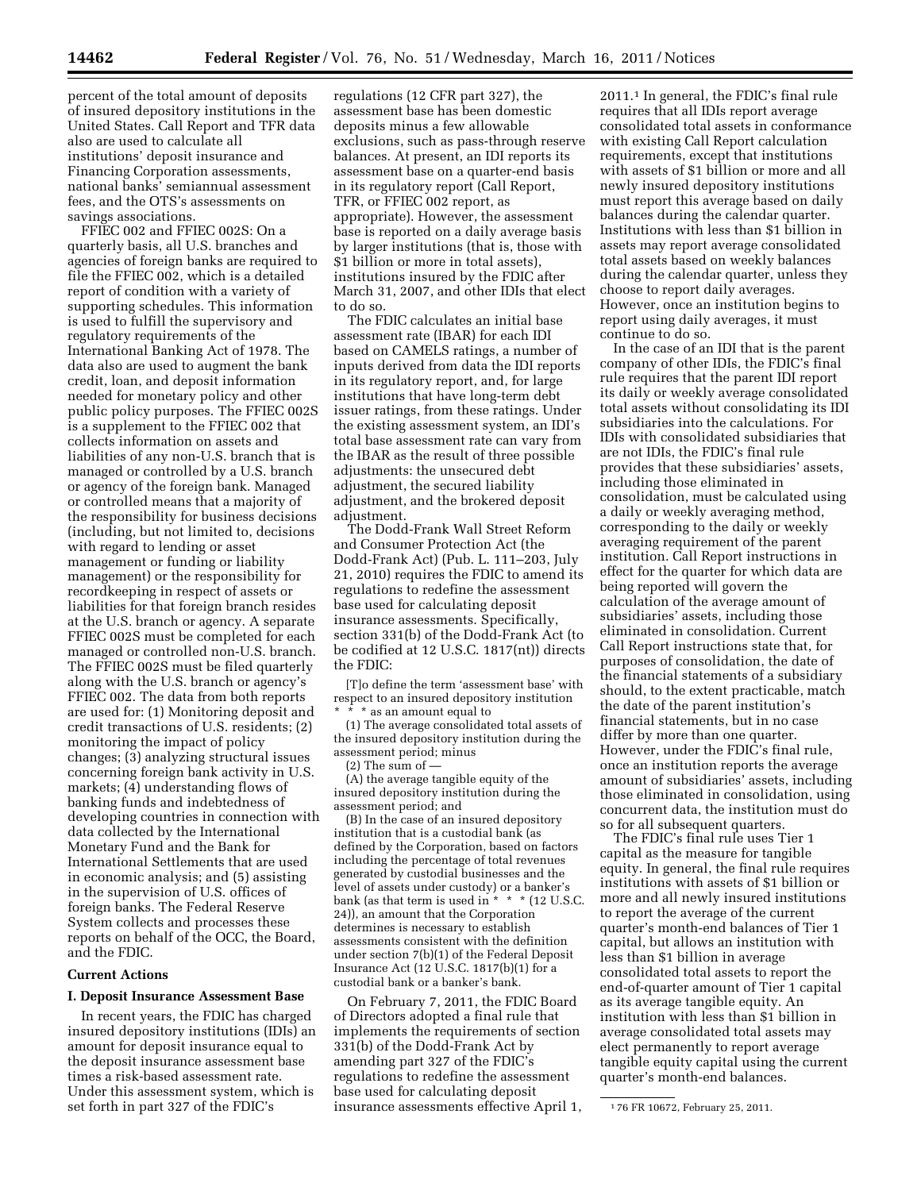percent of the total amount of deposits of insured depository institutions in the United States. Call Report and TFR data also are used to calculate all institutions' deposit insurance and Financing Corporation assessments, national banks' semiannual assessment fees, and the OTS's assessments on savings associations.

FFIEC 002 and FFIEC 002S: On a quarterly basis, all U.S. branches and agencies of foreign banks are required to file the FFIEC 002, which is a detailed report of condition with a variety of supporting schedules. This information is used to fulfill the supervisory and regulatory requirements of the International Banking Act of 1978. The data also are used to augment the bank credit, loan, and deposit information needed for monetary policy and other public policy purposes. The FFIEC 002S is a supplement to the FFIEC 002 that collects information on assets and liabilities of any non-U.S. branch that is managed or controlled by a U.S. branch or agency of the foreign bank. Managed or controlled means that a majority of the responsibility for business decisions (including, but not limited to, decisions with regard to lending or asset management or funding or liability management) or the responsibility for recordkeeping in respect of assets or liabilities for that foreign branch resides at the U.S. branch or agency. A separate FFIEC 002S must be completed for each managed or controlled non-U.S. branch. The FFIEC 002S must be filed quarterly along with the U.S. branch or agency's FFIEC 002. The data from both reports are used for: (1) Monitoring deposit and credit transactions of U.S. residents; (2) monitoring the impact of policy changes; (3) analyzing structural issues concerning foreign bank activity in U.S. markets; (4) understanding flows of banking funds and indebtedness of developing countries in connection with data collected by the International Monetary Fund and the Bank for International Settlements that are used in economic analysis; and (5) assisting in the supervision of U.S. offices of foreign banks. The Federal Reserve System collects and processes these reports on behalf of the OCC, the Board, and the FDIC.

## Current Actions

### I. Deposit Insurance Assessment Base

In recent years, the FDIC has charged insured depository institutions (IDIs) an amount for deposit insurance equal to the deposit insurance assessment base times a risk-based assessment rate. Under this assessment system, which is set forth in part 327 of the FDIC's regulations (12 CFR part 327), the assessment base has been domestic deposits minus a few allowable exclusions, such as pass-through reserve balances. At present, an IDI reports its assessment base on a quarter-end basis in its regulatory report (Call Report, TFR, or FFIEC 002 report, as appropriate). However, the assessment base is reported on a daily average basis by larger institutions (that is, those with $1 billion or more in total assets), institutions insured by the FDIC after March 31, 2007, and other IDIs that elect to do so.

The FDIC calculates an initial base assessment rate (IBAR) for each IDI based on CAMELS ratings, a number of inputs derived from data the IDI reports in its regulatory report, and, for large institutions that have long-term debt issuer ratings, from these ratings. Under the existing assessment system, an IDI's total base assessment rate can vary from the IBAR as the result of three possible adjustments: the unsecured debt adjustment, the secured liability adjustment, and the brokered deposit adjustment.

The Dodd-Frank Wall Street Reform and Consumer Protection Act (the Dodd-Frank Act) (Pub. L. 111–203, July 21, 2010) requires the FDIC to amend its regulations to redefine the assessment base used for calculating deposit insurance assessments. Specifically, section 331(b) of the Dodd-Frank Act (to be codified at 12 U.S.C. 1817(nt)) directs the FDIC:

> [T]o define the term 'assessment base' with respect to an insured depository institution * * * as an amount equal to
>
> (1) The average consolidated total assets of the insured depository institution during the assessment period; minus
>
> (2) The sum of —
>
> (A) the average tangible equity of the insured depository institution during the assessment period; and
>
> (B) In the case of an insured depository institution that is a custodial bank (as defined by the Corporation, based on factors including the percentage of total revenues generated by custodial businesses and the level of assets under custody) or a banker's bank (as that term is used in * * * (12 U.S.C. 24)), an amount that the Corporation determines is necessary to establish assessments consistent with the definition under section 7(b)(1) of the Federal Deposit Insurance Act (12 U.S.C. 1817(b)(1) for a custodial bank or a banker's bank.

On February 7, 2011, the FDIC Board of Directors adopted a final rule that implements the requirements of section 331(b) of the Dodd-Frank Act by amending part 327 of the FDIC's regulations to redefine the assessment base used for calculating deposit insurance assessments effective April 1, 2011.[1] In general, the FDIC's final rule requires that all IDIs report average consolidated total assets in conformance with existing Call Report calculation requirements, except that institutions with assets of $1 billion or more and all newly insured depository institutions must report this average based on daily balances during the calendar quarter. Institutions with less than $1 billion in assets may report average consolidated total assets based on weekly balances during the calendar quarter, unless they choose to report daily averages. However, once an institution begins to report using daily averages, it must continue to do so.

In the case of an IDI that is the parent company of other IDIs, the FDIC's final rule requires that the parent IDI report its daily or weekly average consolidated total assets without consolidating its IDI subsidiaries into the calculations. For IDIs with consolidated subsidiaries that are not IDIs, the FDIC's final rule provides that these subsidiaries' assets, including those eliminated in consolidation, must be calculated using a daily or weekly averaging method, corresponding to the daily or weekly averaging requirement of the parent institution. Call Report instructions in effect for the quarter for which data are being reported will govern the calculation of the average amount of subsidiaries' assets, including those eliminated in consolidation. Current Call Report instructions state that, for purposes of consolidation, the date of the financial statements of a subsidiary should, to the extent practicable, match the date of the parent institution's financial statements, but in no case differ by more than one quarter. However, under the FDIC's final rule, once an institution reports the average amount of subsidiaries' assets, including those eliminated in consolidation, using concurrent data, the institution must do so for all subsequent quarters.

The FDIC's final rule uses Tier 1 capital as the measure for tangible equity. In general, the final rule requires institutions with assets of $1 billion or more and all newly insured institutions to report the average of the current quarter's month-end balances of Tier 1 capital, but allows an institution with less than $1 billion in average consolidated total assets to report the end-of-quarter amount of Tier 1 capital as its average tangible equity. An institution with less than $1 billion in average consolidated total assets may elect permanently to report average tangible equity capital using the current quarter's month-end balances.

[1] 76 FR 10672, February 25, 2011.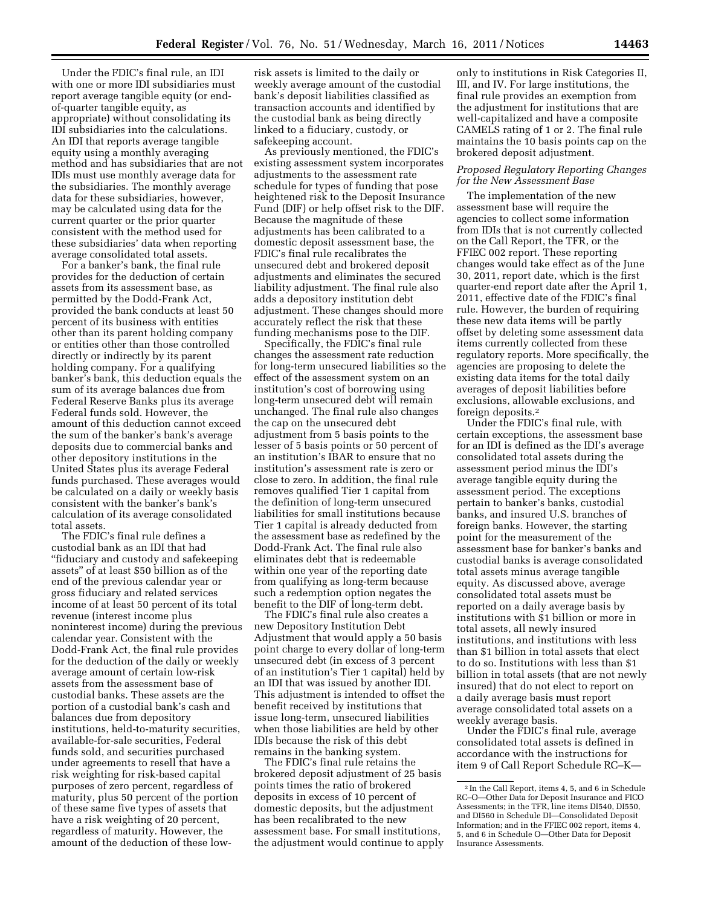Under the FDIC's final rule, an IDI with one or more IDI subsidiaries must report average tangible equity (or end-of-quarter tangible equity, as appropriate) without consolidating its IDI subsidiaries into the calculations. An IDI that reports average tangible equity using a monthly averaging method and has subsidiaries that are not IDIs must use monthly average data for the subsidiaries. The monthly average data for these subsidiaries, however, may be calculated using data for the current quarter or the prior quarter consistent with the method used for these subsidiaries' data when reporting average consolidated total assets.

For a banker's bank, the final rule provides for the deduction of certain assets from its assessment base, as permitted by the Dodd-Frank Act, provided the bank conducts at least 50 percent of its business with entities other than its parent holding company or entities other than those controlled directly or indirectly by its parent holding company. For a qualifying banker's bank, this deduction equals the sum of its average balances due from Federal Reserve Banks plus its average Federal funds sold. However, the amount of this deduction cannot exceed the sum of the banker's bank's average deposits due to commercial banks and other depository institutions in the United States plus its average Federal funds purchased. These averages would be calculated on a daily or weekly basis consistent with the banker's bank's calculation of its average consolidated total assets.

The FDIC's final rule defines a custodial bank as an IDI that had "fiduciary and custody and safekeeping assets" of at least $50 billion as of the end of the previous calendar year or gross fiduciary and related services income of at least 50 percent of its total revenue (interest income plus noninterest income) during the previous calendar year. Consistent with the Dodd-Frank Act, the final rule provides for the deduction of the daily or weekly average amount of certain low-risk assets from the assessment base of custodial banks. These assets are the portion of a custodial bank's cash and balances due from depository institutions, held-to-maturity securities, available-for-sale securities, Federal funds sold, and securities purchased under agreements to resell that have a risk weighting for risk-based capital purposes of zero percent, regardless of maturity, plus 50 percent of the portion of these same five types of assets that have a risk weighting of 20 percent, regardless of maturity. However, the amount of the deduction of these low-risk assets is limited to the daily or weekly average amount of the custodial bank's deposit liabilities classified as transaction accounts and identified by the custodial bank as being directly linked to a fiduciary, custody, or safekeeping account.

As previously mentioned, the FDIC's existing assessment system incorporates adjustments to the assessment rate schedule for types of funding that pose heightened risk to the Deposit Insurance Fund (DIF) or help offset risk to the DIF. Because the magnitude of these adjustments has been calibrated to a domestic deposit assessment base, the FDIC's final rule recalibrates the unsecured debt and brokered deposit adjustments and eliminates the secured liability adjustment. The final rule also adds a depository institution debt adjustment. These changes should more accurately reflect the risk that these funding mechanisms pose to the DIF.

Specifically, the FDIC's final rule changes the assessment rate reduction for long-term unsecured liabilities so the effect of the assessment system on an institution's cost of borrowing using long-term unsecured debt will remain unchanged. The final rule also changes the cap on the unsecured debt adjustment from 5 basis points to the lesser of 5 basis points or 50 percent of an institution's IBAR to ensure that no institution's assessment rate is zero or close to zero. In addition, the final rule removes qualified Tier 1 capital from the definition of long-term unsecured liabilities for small institutions because Tier 1 capital is already deducted from the assessment base as redefined by the Dodd-Frank Act. The final rule also eliminates debt that is redeemable within one year of the reporting date from qualifying as long-term because such a redemption option negates the benefit to the DIF of long-term debt.

The FDIC's final rule also creates a new Depository Institution Debt Adjustment that would apply a 50 basis point charge to every dollar of long-term unsecured debt (in excess of 3 percent of an institution's Tier 1 capital) held by an IDI that was issued by another IDI. This adjustment is intended to offset the benefit received by institutions that issue long-term, unsecured liabilities when those liabilities are held by other IDIs because the risk of this debt remains in the banking system.

The FDIC's final rule retains the brokered deposit adjustment of 25 basis points times the ratio of brokered deposits in excess of 10 percent of domestic deposits, but the adjustment has been recalibrated to the new assessment base. For small institutions, the adjustment would continue to apply only to institutions in Risk Categories II, III, and IV. For large institutions, the final rule provides an exemption from the adjustment for institutions that are well-capitalized and have a composite CAMELS rating of 1 or 2. The final rule maintains the 10 basis points cap on the brokered deposit adjustment.

*Proposed Regulatory Reporting Changes for the New Assessment Base*

The implementation of the new assessment base will require the agencies to collect some information from IDIs that is not currently collected on the Call Report, the TFR, or the FFIEC 002 report. These reporting changes would take effect as of the June 30, 2011, report date, which is the first quarter-end report date after the April 1, 2011, effective date of the FDIC's final rule. However, the burden of requiring these new data items will be partly offset by deleting some assessment data items currently collected from these regulatory reports. More specifically, the agencies are proposing to delete the existing data items for the total daily averages of deposit liabilities before exclusions, allowable exclusions, and foreign deposits.[2]

Under the FDIC's final rule, with certain exceptions, the assessment base for an IDI is defined as the IDI's average consolidated total assets during the assessment period minus the IDI's average tangible equity during the assessment period. The exceptions pertain to banker's banks, custodial banks, and insured U.S. branches of foreign banks. However, the starting point for the measurement of the assessment base for banker's banks and custodial banks is average consolidated total assets minus average tangible equity. As discussed above, average consolidated total assets must be reported on a daily average basis by institutions with $1 billion or more in total assets, all newly insured institutions, and institutions with less than $1 billion in total assets that elect to do so. Institutions with less than $1 billion in total assets (that are not newly insured) that do not elect to report on a daily average basis must report average consolidated total assets on a weekly average basis.

Under the FDIC's final rule, average consolidated total assets is defined in accordance with the instructions for item 9 of Call Report Schedule RC–K—

[2] In the Call Report, items 4, 5, and 6 in Schedule RC–O—Other Data for Deposit Insurance and FICO Assessments; in the TFR, line items DI540, DI550, and DI560 in Schedule DI—Consolidated Deposit Information; and in the FFIEC 002 report, items 4, 5, and 6 in Schedule O—Other Data for Deposit Insurance Assessments.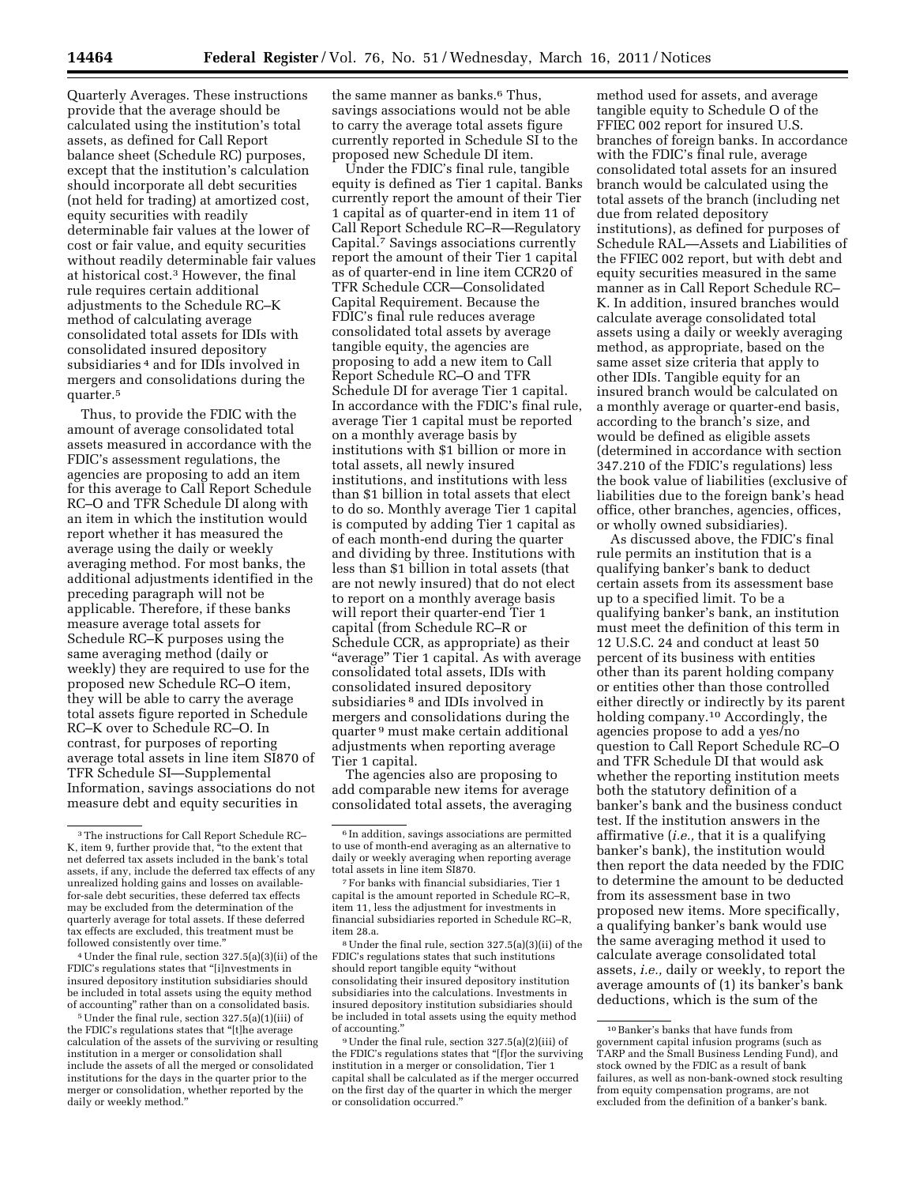Quarterly Averages. These instructions provide that the average should be calculated using the institution's total assets, as defined for Call Report balance sheet (Schedule RC) purposes, except that the institution's calculation should incorporate all debt securities (not held for trading) at amortized cost, equity securities with readily determinable fair values at the lower of cost or fair value, and equity securities without readily determinable fair values at historical cost.[3] However, the final rule requires certain additional adjustments to the Schedule RC–K method of calculating average consolidated total assets for IDIs with consolidated insured depository subsidiaries[4] and for IDIs involved in mergers and consolidations during the quarter.[5]

Thus, to provide the FDIC with the amount of average consolidated total assets measured in accordance with the FDIC's assessment regulations, the agencies are proposing to add an item for this average to Call Report Schedule RC–O and TFR Schedule DI along with an item in which the institution would report whether it has measured the average using the daily or weekly averaging method. For most banks, the additional adjustments identified in the preceding paragraph will not be applicable. Therefore, if these banks measure average total assets for Schedule RC–K purposes using the same averaging method (daily or weekly) they are required to use for the proposed new Schedule RC–O item, they will be able to carry the average total assets figure reported in Schedule RC–K over to Schedule RC–O. In contrast, for purposes of reporting average total assets in line item SI870 of TFR Schedule SI—Supplemental Information, savings associations do not measure debt and equity securities in the same manner as banks.[6] Thus, savings associations would not be able to carry the average total assets figure currently reported in Schedule SI to the proposed new Schedule DI item.

Under the FDIC's final rule, tangible equity is defined as Tier 1 capital. Banks currently report the amount of their Tier 1 capital as of quarter-end in item 11 of Call Report Schedule RC–R—Regulatory Capital.[7] Savings associations currently report the amount of their Tier 1 capital as of quarter-end in line item CCR20 of TFR Schedule CCR—Consolidated Capital Requirement. Because the FDIC's final rule reduces average consolidated total assets by average tangible equity, the agencies are proposing to add a new item to Call Report Schedule RC–O and TFR Schedule DI for average Tier 1 capital. In accordance with the FDIC's final rule, average Tier 1 capital must be reported on a monthly average basis by institutions with $1 billion or more in total assets, all newly insured institutions, and institutions with less than $1 billion in total assets that elect to do so. Monthly average Tier 1 capital is computed by adding Tier 1 capital as of each month-end during the quarter and dividing by three. Institutions with less than $1 billion in total assets (that are not newly insured) that do not elect to report on a monthly average basis will report their quarter-end Tier 1 capital (from Schedule RC–R or Schedule CCR, as appropriate) as their "average" Tier 1 capital. As with average consolidated total assets, IDIs with consolidated insured depository subsidiaries[8] and IDIs involved in mergers and consolidations during the quarter[9] must make certain additional adjustments when reporting average Tier 1 capital.

The agencies also are proposing to add comparable new items for average consolidated total assets, the averaging method used for assets, and average tangible equity to Schedule O of the FFIEC 002 report for insured U.S. branches of foreign banks. In accordance with the FDIC's final rule, average consolidated total assets for an insured branch would be calculated using the total assets of the branch (including net due from related depository institutions), as defined for purposes of Schedule RAL—Assets and Liabilities of the FFIEC 002 report, but with debt and equity securities measured in the same manner as in Call Report Schedule RC–K. In addition, insured branches would calculate average consolidated total assets using a daily or weekly averaging method, as appropriate, based on the same asset size criteria that apply to other IDIs. Tangible equity for an insured branch would be calculated on a monthly average or quarter-end basis, according to the branch's size, and would be defined as eligible assets (determined in accordance with section 347.210 of the FDIC's regulations) less the book value of liabilities (exclusive of liabilities due to the foreign bank's head office, other branches, agencies, offices, or wholly owned subsidiaries).

As discussed above, the FDIC's final rule permits an institution that is a qualifying banker's bank to deduct certain assets from its assessment base up to a specified limit. To be a qualifying banker's bank, an institution must meet the definition of this term in 12 U.S.C. 24 and conduct at least 50 percent of its business with entities other than its parent holding company or entities other than those controlled either directly or indirectly by its parent holding company.[10] Accordingly, the agencies propose to add a yes/no question to Call Report Schedule RC–O and TFR Schedule DI that would ask whether the reporting institution meets both the statutory definition of a banker's bank and the business conduct test. If the institution answers in the affirmative (*i.e.,* that it is a qualifying banker's bank), the institution would then report the data needed by the FDIC to determine the amount to be deducted from its assessment base in two proposed new items. More specifically, a qualifying banker's bank would use the same averaging method it used to calculate average consolidated total assets, *i.e.,* daily or weekly, to report the average amounts of (1) its banker's bank deductions, which is the sum of the

---

[3] The instructions for Call Report Schedule RC–K, item 9, further provide that, "to the extent that net deferred tax assets included in the bank's total assets, if any, include the deferred tax effects of any unrealized holding gains and losses on available-for-sale debt securities, these deferred tax effects may be excluded from the determination of the quarterly average for total assets. If these deferred tax effects are excluded, this treatment must be followed consistently over time."

[4] Under the final rule, section 327.5(a)(3)(ii) of the FDIC's regulations states that "[i]nvestments in insured depository institution subsidiaries should be included in total assets using the equity method of accounting" rather than on a consolidated basis.

[5] Under the final rule, section 327.5(a)(1)(iii) of the FDIC's regulations states that "[t]he average calculation of the assets of the surviving or resulting institution in a merger or consolidation shall include the assets of all the merged or consolidated institutions for the days in the quarter prior to the merger or consolidation, whether reported by the daily or weekly method."

[6] In addition, savings associations are permitted to use of month-end averaging as an alternative to daily or weekly averaging when reporting average total assets in line item SI870.

[7] For banks with financial subsidiaries, Tier 1 capital is the amount reported in Schedule RC–R, item 11, less the adjustment for investments in financial subsidiaries reported in Schedule RC–R, item 28.a.

[8] Under the final rule, section 327.5(a)(3)(ii) of the FDIC's regulations states that such institutions should report tangible equity "without consolidating their insured depository institution subsidiaries into the calculations. Investments in insured depository institution subsidiaries should be included in total assets using the equity method of accounting."

[9] Under the final rule, section 327.5(a)(2)(iii) of the FDIC's regulations states that "[f]or the surviving institution in a merger or consolidation, Tier 1 capital shall be calculated as if the merger occurred on the first day of the quarter in which the merger or consolidation occurred."

[10] Banker's banks that have funds from government capital infusion programs (such as TARP and the Small Business Lending Fund), and stock owned by the FDIC as a result of bank failures, as well as non-bank-owned stock resulting from equity compensation programs, are not excluded from the definition of a banker's bank.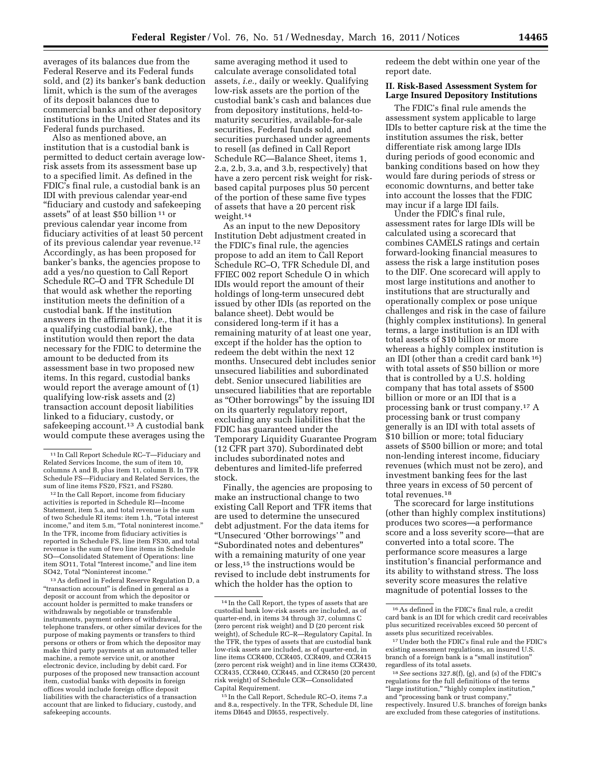averages of its balances due from the Federal Reserve and its Federal funds sold, and (2) its banker's bank deduction limit, which is the sum of the averages of its deposit balances due to commercial banks and other depository institutions in the United States and its Federal funds purchased.

Also as mentioned above, an institution that is a custodial bank is permitted to deduct certain average low-risk assets from its assessment base up to a specified limit. As defined in the FDIC's final rule, a custodial bank is an IDI with previous calendar year-end "fiduciary and custody and safekeeping assets" of at least $50 billion [11] or previous calendar year income from fiduciary activities of at least 50 percent of its previous calendar year revenue.[12] Accordingly, as has been proposed for banker's banks, the agencies propose to add a yes/no question to Call Report Schedule RC–O and TFR Schedule DI that would ask whether the reporting institution meets the definition of a custodial bank. If the institution answers in the affirmative (*i.e.,* that it is a qualifying custodial bank), the institution would then report the data necessary for the FDIC to determine the amount to be deducted from its assessment base in two proposed new items. In this regard, custodial banks would report the average amount of (1) qualifying low-risk assets and (2) transaction account deposit liabilities linked to a fiduciary, custody, or safekeeping account.[13] A custodial bank would compute these averages using the same averaging method it used to calculate average consolidated total assets, *i.e.,* daily or weekly. Qualifying low-risk assets are the portion of the custodial bank's cash and balances due from depository institutions, held-to-maturity securities, available-for-sale securities, Federal funds sold, and securities purchased under agreements to resell (as defined in Call Report Schedule RC—Balance Sheet, items 1, 2.a, 2.b, 3.a, and 3.b, respectively) that have a zero percent risk weight for risk-based capital purposes plus 50 percent of the portion of these same five types of assets that have a 20 percent risk weight.[14]

As an input to the new Depository Institution Debt adjustment created in the FDIC's final rule, the agencies propose to add an item to Call Report Schedule RC–O, TFR Schedule DI, and FFIEC 002 report Schedule O in which IDIs would report the amount of their holdings of long-term unsecured debt issued by other IDIs (as reported on the balance sheet). Debt would be considered long-term if it has a remaining maturity of at least one year, except if the holder has the option to redeem the debt within the next 12 months. Unsecured debt includes senior unsecured liabilities and subordinated debt. Senior unsecured liabilities are unsecured liabilities that are reportable as "Other borrowings" by the issuing IDI on its quarterly regulatory report, excluding any such liabilities that the FDIC has guaranteed under the Temporary Liquidity Guarantee Program (12 CFR part 370). Subordinated debt includes subordinated notes and debentures and limited-life preferred stock.

Finally, the agencies are proposing to make an instructional change to two existing Call Report and TFR items that are used to determine the unsecured debt adjustment. For the data items for "Unsecured 'Other borrowings' " and "Subordinated notes and debentures" with a remaining maturity of one year or less,[15] the instructions would be revised to include debt instruments for which the holder has the option to redeem the debt within one year of the report date.

### II. Risk-Based Assessment System for Large Insured Depository Institutions

The FDIC's final rule amends the assessment system applicable to large IDIs to better capture risk at the time the institution assumes the risk, better differentiate risk among large IDIs during periods of good economic and banking conditions based on how they would fare during periods of stress or economic downturns, and better take into account the losses that the FDIC may incur if a large IDI fails.

Under the FDIC's final rule, assessment rates for large IDIs will be calculated using a scorecard that combines CAMELS ratings and certain forward-looking financial measures to assess the risk a large institution poses to the DIF. One scorecard will apply to most large institutions and another to institutions that are structurally and operationally complex or pose unique challenges and risk in the case of failure (highly complex institutions). In general terms, a large institution is an IDI with total assets of $10 billion or more whereas a highly complex institution is an IDI (other than a credit card bank [16]) with total assets of $50 billion or more that is controlled by a U.S. holding company that has total assets of $500 billion or more or an IDI that is a processing bank or trust company.[17] A processing bank or trust company generally is an IDI with total assets of $10 billion or more; total fiduciary assets of $500 billion or more; and total non-lending interest income, fiduciary revenues (which must not be zero), and investment banking fees for the last three years in excess of 50 percent of total revenues.[18]

The scorecard for large institutions (other than highly complex institutions) produces two scores—a performance score and a loss severity score—that are converted into a total score. The performance score measures a large institution's financial performance and its ability to withstand stress. The loss severity score measures the relative magnitude of potential losses to the

---

[11] In Call Report Schedule RC–T—Fiduciary and Related Services Income, the sum of item 10, columns A and B, plus item 11, column B. In TFR Schedule FS—Fiduciary and Related Services, the sum of line items FS20, FS21, and FS280.

[12] In the Call Report, income from fiduciary activities is reported in Schedule RI—Income Statement, item 5.a, and total revenue is the sum of two Schedule RI items: item 1.h, "Total interest income," and item 5.m, "Total noninterest income." In the TFR, income from fiduciary activities is reported in Schedule FS, line item FS30, and total revenue is the sum of two line items in Schedule SO—Consolidated Statement of Operations: line item SO11, Total "Interest income," and line item SO42, Total "Noninterest income."

[13] As defined in Federal Reserve Regulation D, a "transaction account" is defined in general as a deposit or account from which the depositor or account holder is permitted to make transfers or withdrawals by negotiable or transferable instruments, payment orders of withdrawal, telephone transfers, or other similar devices for the purpose of making payments or transfers to third persons or others or from which the depositor may make third party payments at an automated teller machine, a remote service unit, or another electronic device, including by debit card. For purposes of the proposed new transaction account item, custodial banks with deposits in foreign offices would include foreign office deposit liabilities with the characteristics of a transaction account that are linked to fiduciary, custody, and safekeeping accounts.

[14] In the Call Report, the types of assets that are custodial bank low-risk assets are included, as of quarter-end, in items 34 through 37, columns C (zero percent risk weight) and D (20 percent risk weight), of Schedule RC–R—Regulatory Capital. In the TFR, the types of assets that are custodial bank low-risk assets are included, as of quarter-end, in line items CCR400, CCR405, CCR409, and CCR415 (zero percent risk weight) and in line items CCR430, CCR435, CCR440, CCR445, and CCR450 (20 percent risk weight) of Schedule CCR—Consolidated Capital Requirement.

[15] In the Call Report, Schedule RC–O, items 7.a and 8.a, respectively. In the TFR, Schedule DI, line items DI645 and DI655, respectively.

[16] As defined in the FDIC's final rule, a credit card bank is an IDI for which credit card receivables plus securitized receivables exceed 50 percent of assets plus securitized receivables.

[17] Under both the FDIC's final rule and the FDIC's existing assessment regulations, an insured U.S. branch of a foreign bank is a "small institution" regardless of its total assets.

[18] *See* sections 327.8(f), (g), and (s) of the FDIC's regulations for the full definitions of the terms "large institution," "highly complex institution," and "processing bank or trust company," respectively. Insured U.S. branches of foreign banks are excluded from these categories of institutions.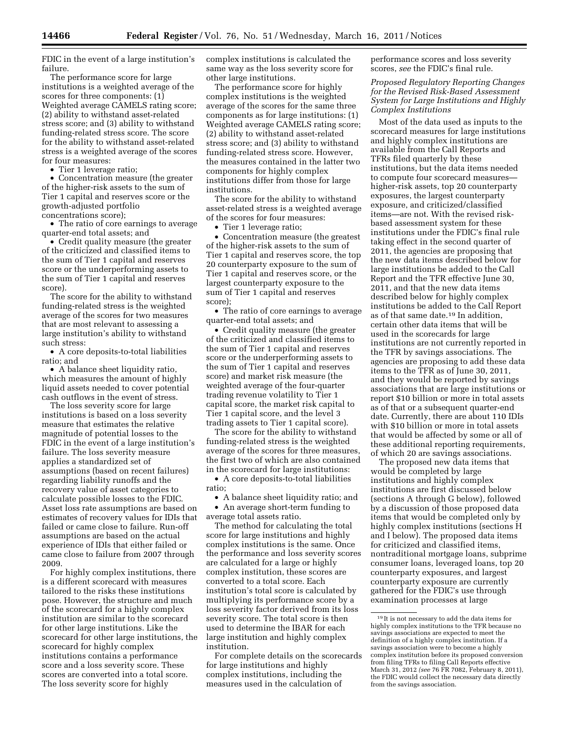FDIC in the event of a large institution's failure.

The performance score for large institutions is a weighted average of the scores for three components: (1) Weighted average CAMELS rating score; (2) ability to withstand asset-related stress score; and (3) ability to withstand funding-related stress score. The score for the ability to withstand asset-related stress is a weighted average of the scores for four measures:

- Tier 1 leverage ratio;
- Concentration measure (the greater of the higher-risk assets to the sum of Tier 1 capital and reserves score or the growth-adjusted portfolio concentrations score);
- The ratio of core earnings to average quarter-end total assets; and
- Credit quality measure (the greater of the criticized and classified items to the sum of Tier 1 capital and reserves score or the underperforming assets to the sum of Tier 1 capital and reserves score).

The score for the ability to withstand funding-related stress is the weighted average of the scores for two measures that are most relevant to assessing a large institution's ability to withstand such stress:

- A core deposits-to-total liabilities ratio; and
- A balance sheet liquidity ratio, which measures the amount of highly liquid assets needed to cover potential cash outflows in the event of stress.

The loss severity score for large institutions is based on a loss severity measure that estimates the relative magnitude of potential losses to the FDIC in the event of a large institution's failure. The loss severity measure applies a standardized set of assumptions (based on recent failures) regarding liability runoffs and the recovery value of asset categories to calculate possible losses to the FDIC. Asset loss rate assumptions are based on estimates of recovery values for IDIs that failed or came close to failure. Run-off assumptions are based on the actual experience of IDIs that either failed or came close to failure from 2007 through 2009.

For highly complex institutions, there is a different scorecard with measures tailored to the risks these institutions pose. However, the structure and much of the scorecard for a highly complex institution are similar to the scorecard for other large institutions. Like the scorecard for other large institutions, the scorecard for highly complex institutions contains a performance score and a loss severity score. These scores are converted into a total score. The loss severity score for highly complex institutions is calculated the same way as the loss severity score for other large institutions.

The performance score for highly complex institutions is the weighted average of the scores for the same three components as for large institutions: (1) Weighted average CAMELS rating score; (2) ability to withstand asset-related stress score; and (3) ability to withstand funding-related stress score. However, the measures contained in the latter two components for highly complex institutions differ from those for large institutions.

The score for the ability to withstand asset-related stress is a weighted average of the scores for four measures:

- Tier 1 leverage ratio;
- Concentration measure (the greatest of the higher-risk assets to the sum of Tier 1 capital and reserves score, the top 20 counterparty exposure to the sum of Tier 1 capital and reserves score, or the largest counterparty exposure to the sum of Tier 1 capital and reserves score);
- The ratio of core earnings to average quarter-end total assets; and
- Credit quality measure (the greater of the criticized and classified items to the sum of Tier 1 capital and reserves score or the underperforming assets to the sum of Tier 1 capital and reserves score) and market risk measure (the weighted average of the four-quarter trading revenue volatility to Tier 1 capital score, the market risk capital to Tier 1 capital score, and the level 3 trading assets to Tier 1 capital score).

The score for the ability to withstand funding-related stress is the weighted average of the scores for three measures, the first two of which are also contained in the scorecard for large institutions:

- A core deposits-to-total liabilities ratio;
- A balance sheet liquidity ratio; and
- An average short-term funding to average total assets ratio.

The method for calculating the total score for large institutions and highly complex institutions is the same. Once the performance and loss severity scores are calculated for a large or highly complex institution, these scores are converted to a total score. Each institution's total score is calculated by multiplying its performance score by a loss severity factor derived from its loss severity score. The total score is then used to determine the IBAR for each large institution and highly complex institution.

For complete details on the scorecards for large institutions and highly complex institutions, including the measures used in the calculation of performance scores and loss severity scores, *see* the FDIC's final rule.

### *Proposed Regulatory Reporting Changes for the Revised Risk-Based Assessment System for Large Institutions and Highly Complex Institutions*

Most of the data used as inputs to the scorecard measures for large institutions and highly complex institutions are available from the Call Reports and TFRs filed quarterly by these institutions, but the data items needed to compute four scorecard measures—higher-risk assets, top 20 counterparty exposures, the largest counterparty exposure, and criticized/classified items—are not. With the revised risk-based assessment system for these institutions under the FDIC's final rule taking effect in the second quarter of 2011, the agencies are proposing that the new data items described below for large institutions be added to the Call Report and the TFR effective June 30, 2011, and that the new data items described below for highly complex institutions be added to the Call Report as of that same date.[19] In addition, certain other data items that will be used in the scorecards for large institutions are not currently reported in the TFR by savings associations. The agencies are proposing to add these data items to the TFR as of June 30, 2011, and they would be reported by savings associations that are large institutions or report $10 billion or more in total assets as of that or a subsequent quarter-end date. Currently, there are about 110 IDIs with $10 billion or more in total assets that would be affected by some or all of these additional reporting requirements, of which 20 are savings associations.

The proposed new data items that would be completed by large institutions and highly complex institutions are first discussed below (sections A through G below), followed by a discussion of those proposed data items that would be completed only by highly complex institutions (sections H and I below). The proposed data items for criticized and classified items, nontraditional mortgage loans, subprime consumer loans, leveraged loans, top 20 counterparty exposures, and largest counterparty exposure are currently gathered for the FDIC's use through examination processes at large

[19] It is not necessary to add the data items for highly complex institutions to the TFR because no savings associations are expected to meet the definition of a highly complex institution. If a savings association were to become a highly complex institution before its proposed conversion from filing TFRs to filing Call Reports effective March 31, 2012 *(see* 76 FR 7082, February 8, 2011), the FDIC would collect the necessary data directly from the savings association.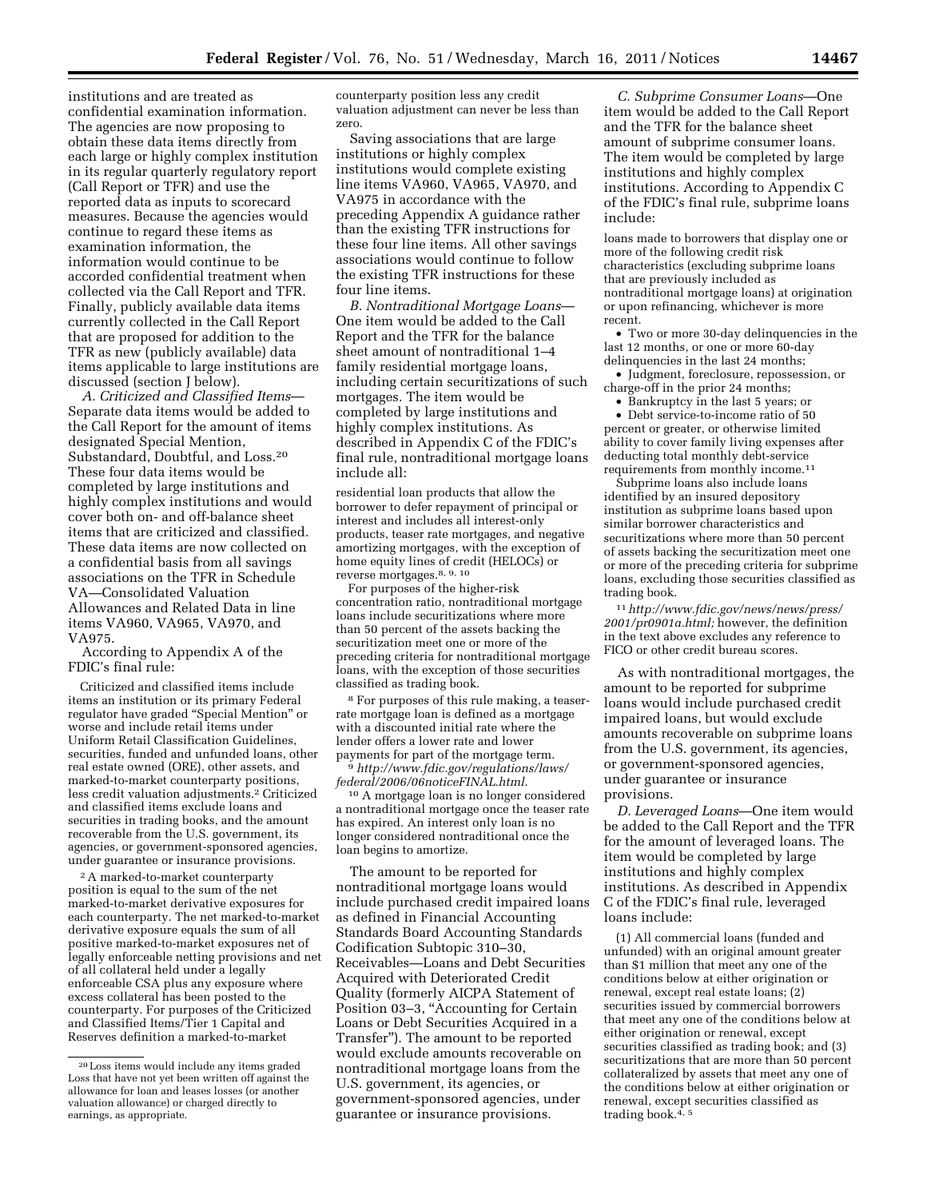institutions and are treated as confidential examination information. The agencies are now proposing to obtain these data items directly from each large or highly complex institution in its regular quarterly regulatory report (Call Report or TFR) and use the reported data as inputs to scorecard measures. Because the agencies would continue to regard these items as examination information, the information would continue to be accorded confidential treatment when collected via the Call Report and TFR. Finally, publicly available data items currently collected in the Call Report that are proposed for addition to the TFR as new (publicly available) data items applicable to large institutions are discussed (section J below).

*A. Criticized and Classified Items*—Separate data items would be added to the Call Report for the amount of items designated Special Mention, Substandard, Doubtful, and Loss.[20] These four data items would be completed by large institutions and highly complex institutions and would cover both on- and off-balance sheet items that are criticized and classified. These data items are now collected on a confidential basis from all savings associations on the TFR in Schedule VA—Consolidated Valuation Allowances and Related Data in line items VA960, VA965, VA970, and VA975.

According to Appendix A of the FDIC's final rule:

> Criticized and classified items include items an institution or its primary Federal regulator have graded "Special Mention" or worse and include retail items under Uniform Retail Classification Guidelines, securities, funded and unfunded loans, other real estate owned (ORE), other assets, and marked-to-market counterparty positions, less credit valuation adjustments.[2] Criticized and classified items exclude loans and securities in trading books, and the amount recoverable from the U.S. government, its agencies, or government-sponsored agencies, under guarantee or insurance provisions.
>
> [2] A marked-to-market counterparty position is equal to the sum of the net marked-to-market derivative exposures for each counterparty. The net marked-to-market derivative exposure equals the sum of all positive marked-to-market exposures net of legally enforceable netting provisions and net of all collateral held under a legally enforceable CSA plus any exposure where excess collateral has been posted to the counterparty. For purposes of the Criticized and Classified Items/Tier 1 Capital and Reserves definition a marked-to-market counterparty position less any credit valuation adjustment can never be less than zero.

Saving associations that are large institutions or highly complex institutions would complete existing line items VA960, VA965, VA970, and VA975 in accordance with the preceding Appendix A guidance rather than the existing TFR instructions for these four line items. All other savings associations would continue to follow the existing TFR instructions for these four line items.

*B. Nontraditional Mortgage Loans*—One item would be added to the Call Report and the TFR for the balance sheet amount of nontraditional 1–4 family residential mortgage loans, including certain securitizations of such mortgages. The item would be completed by large institutions and highly complex institutions. As described in Appendix C of the FDIC's final rule, nontraditional mortgage loans include all:

> residential loan products that allow the borrower to defer repayment of principal or interest and includes all interest-only products, teaser rate mortgages, and negative amortizing mortgages, with the exception of home equity lines of credit (HELOCs) or reverse mortgages.[8, 9, 10]
>
> For purposes of the higher-risk concentration ratio, nontraditional mortgage loans include securitizations where more than 50 percent of the assets backing the securitization meet one or more of the preceding criteria for nontraditional mortgage loans, with the exception of those securities classified as trading book.
>
> [8] For purposes of this rule making, a teaser-rate mortgage loan is defined as a mortgage with a discounted initial rate where the lender offers a lower rate and lower payments for part of the mortgage term.
>
> [9] *http://www.fdic.gov/regulations/laws/federal/2006/06noticeFINAL.html.*
>
> [10] A mortgage loan is no longer considered a nontraditional mortgage once the teaser rate has expired. An interest only loan is no longer considered nontraditional once the loan begins to amortize.

The amount to be reported for nontraditional mortgage loans would include purchased credit impaired loans as defined in Financial Accounting Standards Board Accounting Standards Codification Subtopic 310–30, Receivables—Loans and Debt Securities Acquired with Deteriorated Credit Quality (formerly AICPA Statement of Position 03–3, "Accounting for Certain Loans or Debt Securities Acquired in a Transfer"). The amount to be reported would exclude amounts recoverable on nontraditional mortgage loans from the U.S. government, its agencies, or government-sponsored agencies, under guarantee or insurance provisions.

*C. Subprime Consumer Loans*—One item would be added to the Call Report and the TFR for the balance sheet amount of subprime consumer loans. The item would be completed by large institutions and highly complex institutions. According to Appendix C of the FDIC's final rule, subprime loans include:

> loans made to borrowers that display one or more of the following credit risk characteristics (excluding subprime loans that are previously included as nontraditional mortgage loans) at origination or upon refinancing, whichever is more recent.
>
> - Two or more 30-day delinquencies in the last 12 months, or one or more 60-day delinquencies in the last 24 months;
> - Judgment, foreclosure, repossession, or charge-off in the prior 24 months;
> - Bankruptcy in the last 5 years; or
> - Debt service-to-income ratio of 50 percent or greater, or otherwise limited ability to cover family living expenses after deducting total monthly debt-service requirements from monthly income.[11]
>
> Subprime loans also include loans identified by an insured depository institution as subprime loans based upon similar borrower characteristics and securitizations where more than 50 percent of assets backing the securitization meet one or more of the preceding criteria for subprime loans, excluding those securities classified as trading book.
>
> [11] *http://www.fdic.gov/news/news/press/2001/pr0901a.html;* however, the definition in the text above excludes any reference to FICO or other credit bureau scores.

As with nontraditional mortgages, the amount to be reported for subprime loans would include purchased credit impaired loans, but would exclude amounts recoverable on subprime loans from the U.S. government, its agencies, or government-sponsored agencies, under guarantee or insurance provisions.

*D. Leveraged Loans*—One item would be added to the Call Report and the TFR for the amount of leveraged loans. The item would be completed by large institutions and highly complex institutions. As described in Appendix C of the FDIC's final rule, leveraged loans include:

> (1) All commercial loans (funded and unfunded) with an original amount greater than $1 million that meet any one of the conditions below at either origination or renewal, except real estate loans; (2) securities issued by commercial borrowers that meet any one of the conditions below at either origination or renewal, except securities classified as trading book; and (3) securitizations that are more than 50 percent collateralized by assets that meet any one of the conditions below at either origination or renewal, except securities classified as trading book.[4, 5]

[20] Loss items would include any items graded Loss that have not yet been written off against the allowance for loan and leases losses (or another valuation allowance) or charged directly to earnings, as appropriate.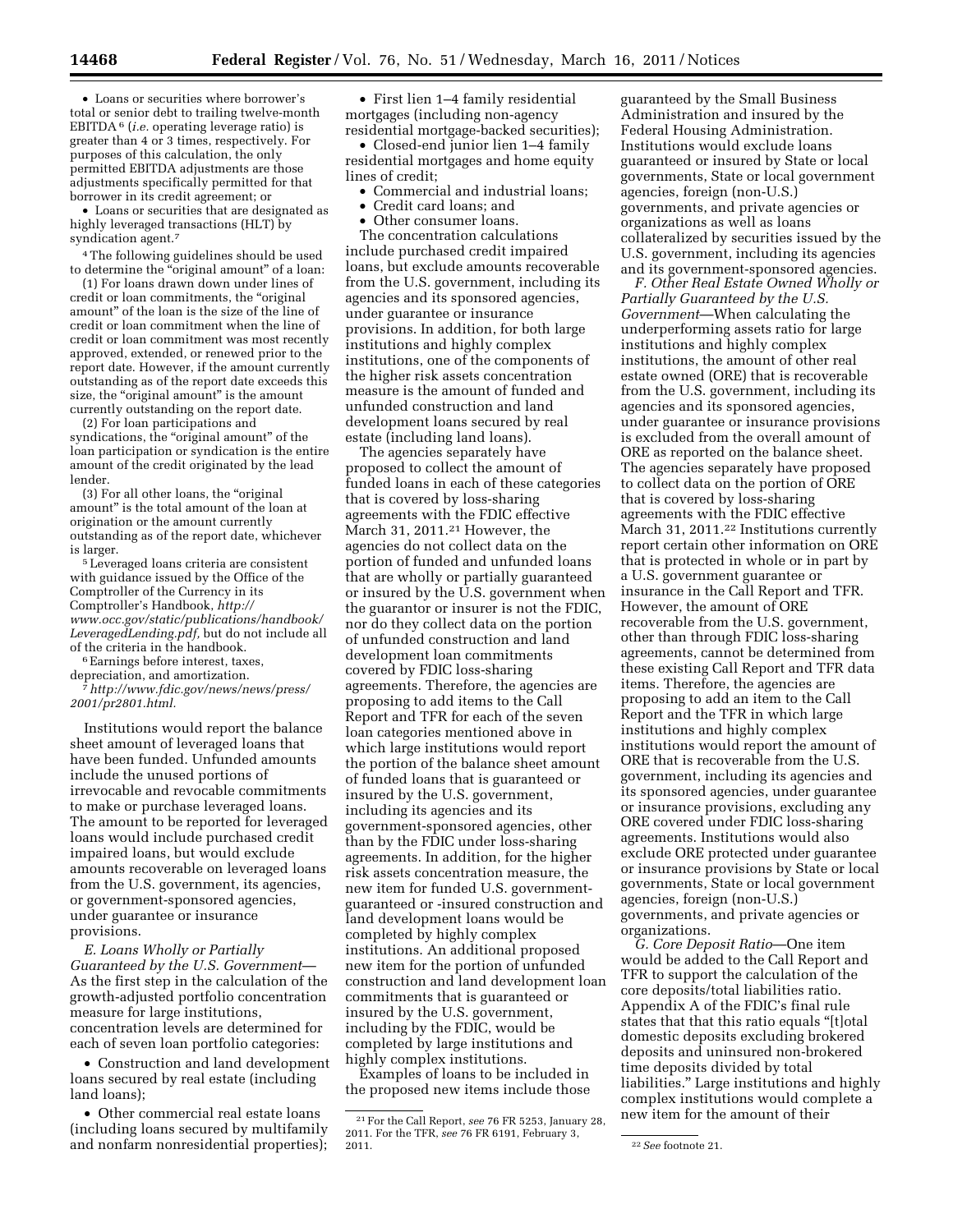- Loans or securities where borrower's total or senior debt to trailing twelve-month EBITDA[6] (*i.e.* operating leverage ratio) is greater than 4 or 3 times, respectively. For purposes of this calculation, the only permitted EBITDA adjustments are those adjustments specifically permitted for that borrower in its credit agreement; or
- Loans or securities that are designated as highly leveraged transactions (HLT) by syndication agent.[7]

[4] The following guidelines should be used to determine the "original amount" of a loan:

(1) For loans drawn down under lines of credit or loan commitments, the "original amount" of the loan is the size of the line of credit or loan commitment when the line of credit or loan commitment was most recently approved, extended, or renewed prior to the report date. However, if the amount currently outstanding as of the report date exceeds this size, the "original amount" is the amount currently outstanding on the report date.

(2) For loan participations and syndications, the "original amount" of the loan participation or syndication is the entire amount of the credit originated by the lead lender.

(3) For all other loans, the "original amount" is the total amount of the loan at origination or the amount currently outstanding as of the report date, whichever is larger.

[5] Leveraged loans criteria are consistent with guidance issued by the Office of the Comptroller of the Currency in its Comptroller's Handbook, *http://www.occ.gov/static/publications/handbook/LeveragedLending.pdf,* but do not include all of the criteria in the handbook.

[6] Earnings before interest, taxes, depreciation, and amortization.

[7] *http://www.fdic.gov/news/news/press/2001/pr2801.html.*

Institutions would report the balance sheet amount of leveraged loans that have been funded. Unfunded amounts include the unused portions of irrevocable and revocable commitments to make or purchase leveraged loans. The amount to be reported for leveraged loans would include purchased credit impaired loans, but would exclude amounts recoverable on leveraged loans from the U.S. government, its agencies, or government-sponsored agencies, under guarantee or insurance provisions.

*E. Loans Wholly or Partially Guaranteed by the U.S. Government*—As the first step in the calculation of the growth-adjusted portfolio concentration measure for large institutions, concentration levels are determined for each of seven loan portfolio categories:

- Construction and land development loans secured by real estate (including land loans);
- Other commercial real estate loans (including loans secured by multifamily and nonfarm nonresidential properties);
- First lien 1–4 family residential mortgages (including non-agency residential mortgage-backed securities);
- Closed-end junior lien 1–4 family residential mortgages and home equity lines of credit;
- Commercial and industrial loans;
- Credit card loans; and
- Other consumer loans.

The concentration calculations include purchased credit impaired loans, but exclude amounts recoverable from the U.S. government, including its agencies and its sponsored agencies, under guarantee or insurance provisions. In addition, for both large institutions and highly complex institutions, one of the components of the higher risk assets concentration measure is the amount of funded and unfunded construction and land development loans secured by real estate (including land loans).

The agencies separately have proposed to collect the amount of funded loans in each of these categories that is covered by loss-sharing agreements with the FDIC effective March 31, 2011.[21] However, the agencies do not collect data on the portion of funded and unfunded loans that are wholly or partially guaranteed or insured by the U.S. government when the guarantor or insurer is not the FDIC, nor do they collect data on the portion of unfunded construction and land development loan commitments covered by FDIC loss-sharing agreements. Therefore, the agencies are proposing to add items to the Call Report and TFR for each of the seven loan categories mentioned above in which large institutions would report the portion of the balance sheet amount of funded loans that is guaranteed or insured by the U.S. government, including its agencies and its government-sponsored agencies, other than by the FDIC under loss-sharing agreements. In addition, for the higher risk assets concentration measure, the new item for funded U.S. government-guaranteed or -insured construction and land development loans would be completed by highly complex institutions. An additional proposed new item for the portion of unfunded construction and land development loan commitments that is guaranteed or insured by the U.S. government, including by the FDIC, would be completed by large institutions and highly complex institutions.

Examples of loans to be included in the proposed new items include those guaranteed by the Small Business Administration and insured by the Federal Housing Administration. Institutions would exclude loans guaranteed or insured by State or local governments, State or local government agencies, foreign (non-U.S.) governments, and private agencies or organizations as well as loans collateralized by securities issued by the U.S. government, including its agencies and its government-sponsored agencies.

*F. Other Real Estate Owned Wholly or Partially Guaranteed by the U.S. Government*—When calculating the underperforming assets ratio for large institutions and highly complex institutions, the amount of other real estate owned (ORE) that is recoverable from the U.S. government, including its agencies and its sponsored agencies, under guarantee or insurance provisions is excluded from the overall amount of ORE as reported on the balance sheet. The agencies separately have proposed to collect data on the portion of ORE that is covered by loss-sharing agreements with the FDIC effective March 31, 2011.[22] Institutions currently report certain other information on ORE that is protected in whole or in part by a U.S. government guarantee or insurance in the Call Report and TFR. However, the amount of ORE recoverable from the U.S. government, other than through FDIC loss-sharing agreements, cannot be determined from these existing Call Report and TFR data items. Therefore, the agencies are proposing to add an item to the Call Report and the TFR in which large institutions and highly complex institutions would report the amount of ORE that is recoverable from the U.S. government, including its agencies and its sponsored agencies, under guarantee or insurance provisions, excluding any ORE covered under FDIC loss-sharing agreements. Institutions would also exclude ORE protected under guarantee or insurance provisions by State or local governments, State or local government agencies, foreign (non-U.S.) governments, and private agencies or organizations.

*G. Core Deposit Ratio*—One item would be added to the Call Report and TFR to support the calculation of the core deposits/total liabilities ratio. Appendix A of the FDIC's final rule states that that this ratio equals "[t]otal domestic deposits excluding brokered deposits and uninsured non-brokered time deposits divided by total liabilities." Large institutions and highly complex institutions would complete a new item for the amount of their

[21] For the Call Report, *see* 76 FR 5253, January 28, 2011. For the TFR, *see* 76 FR 6191, February 3, 2011.

[22] *See* footnote 21.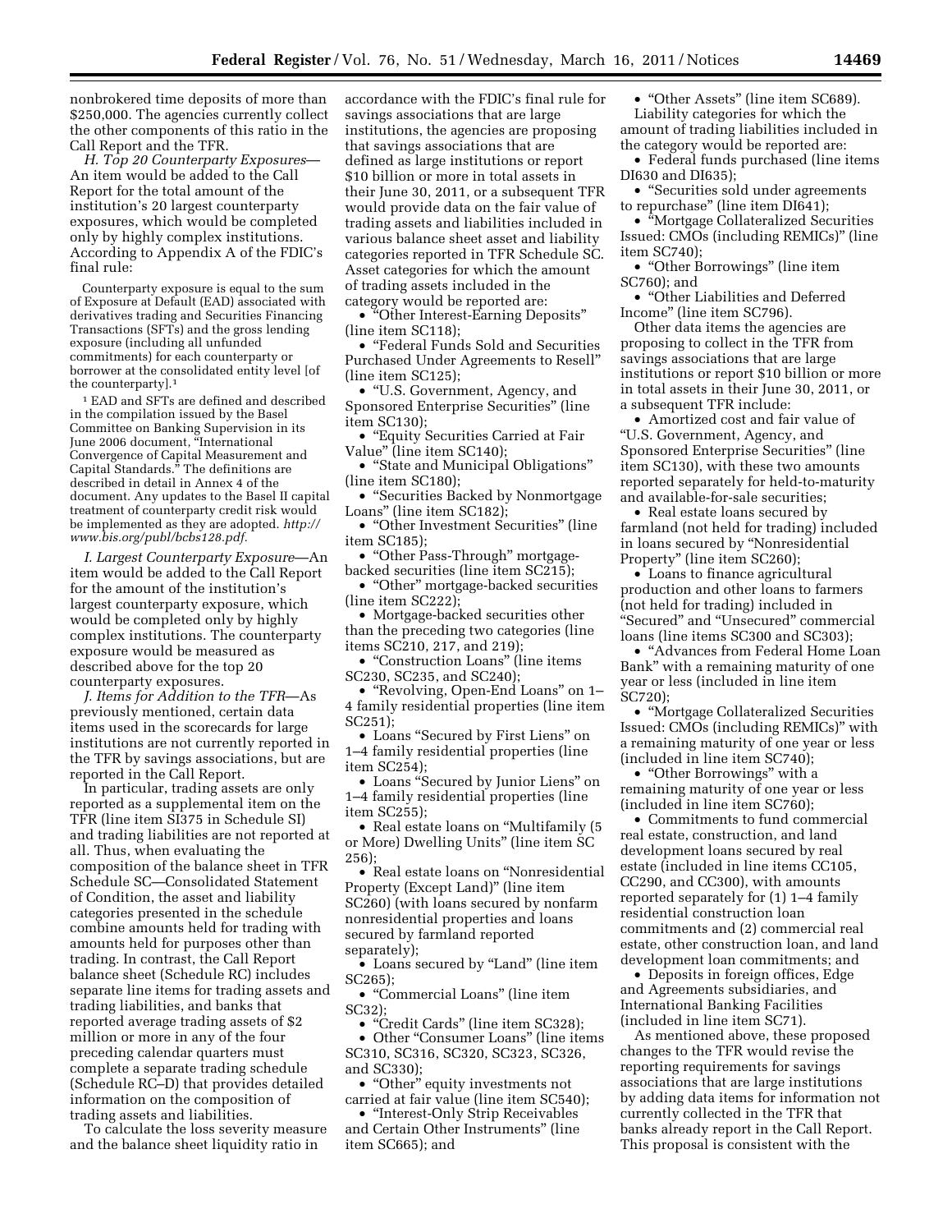nonbrokered time deposits of more than $250,000. The agencies currently collect the other components of this ratio in the Call Report and the TFR.

*H. Top 20 Counterparty Exposures*—An item would be added to the Call Report for the total amount of the institution's 20 largest counterparty exposures, which would be completed only by highly complex institutions. According to Appendix A of the FDIC's final rule:

> Counterparty exposure is equal to the sum of Exposure at Default (EAD) associated with derivatives trading and Securities Financing Transactions (SFTs) and the gross lending exposure (including all unfunded commitments) for each counterparty or borrower at the consolidated entity level [of the counterparty].[1]

[1] EAD and SFTs are defined and described in the compilation issued by the Basel Committee on Banking Supervision in its June 2006 document, "International Convergence of Capital Measurement and Capital Standards." The definitions are described in detail in Annex 4 of the document. Any updates to the Basel II capital treatment of counterparty credit risk would be implemented as they are adopted. *http://www.bis.org/publ/bcbs128.pdf.*

*I. Largest Counterparty Exposure*—An item would be added to the Call Report for the amount of the institution's largest counterparty exposure, which would be completed only by highly complex institutions. The counterparty exposure would be measured as described above for the top 20 counterparty exposures.

*J. Items for Addition to the TFR*—As previously mentioned, certain data items used in the scorecards for large institutions are not currently reported in the TFR by savings associations, but are reported in the Call Report.

In particular, trading assets are only reported as a supplemental item on the TFR (line item SI375 in Schedule SI) and trading liabilities are not reported at all. Thus, when evaluating the composition of the balance sheet in TFR Schedule SC—Consolidated Statement of Condition, the asset and liability categories presented in the schedule combine amounts held for trading with amounts held for purposes other than trading. In contrast, the Call Report balance sheet (Schedule RC) includes separate line items for trading assets and trading liabilities, and banks that reported average trading assets of $2 million or more in any of the four preceding calendar quarters must complete a separate trading schedule (Schedule RC–D) that provides detailed information on the composition of trading assets and liabilities.

To calculate the loss severity measure and the balance sheet liquidity ratio in accordance with the FDIC's final rule for savings associations that are large institutions, the agencies are proposing that savings associations that are defined as large institutions or report $10 billion or more in total assets in their June 30, 2011, or a subsequent TFR would provide data on the fair value of trading assets and liabilities included in various balance sheet asset and liability categories reported in TFR Schedule SC. Asset categories for which the amount of trading assets included in the category would be reported are:

- "Other Interest-Earning Deposits" (line item SC118);
- "Federal Funds Sold and Securities Purchased Under Agreements to Resell" (line item SC125);
- "U.S. Government, Agency, and Sponsored Enterprise Securities" (line item SC130);
- "Equity Securities Carried at Fair Value" (line item SC140);
- "State and Municipal Obligations" (line item SC180);
- "Securities Backed by Nonmortgage Loans" (line item SC182);
- "Other Investment Securities" (line item SC185);
- "Other Pass-Through" mortgage-backed securities (line item SC215);
- "Other" mortgage-backed securities (line item SC222);
- Mortgage-backed securities other than the preceding two categories (line items SC210, 217, and 219);
- "Construction Loans" (line items SC230, SC235, and SC240);
- "Revolving, Open-End Loans" on 1–4 family residential properties (line item SC251);
- Loans "Secured by First Liens" on 1–4 family residential properties (line item SC254);
- Loans "Secured by Junior Liens" on 1–4 family residential properties (line item SC255);
- Real estate loans on "Multifamily (5 or More) Dwelling Units" (line item SC 256);
- Real estate loans on "Nonresidential Property (Except Land)" (line item SC260) (with loans secured by nonfarm nonresidential properties and loans secured by farmland reported separately);
- Loans secured by "Land" (line item SC265);
- "Commercial Loans" (line item SC32);
- "Credit Cards" (line item SC328);
- Other "Consumer Loans" (line items SC310, SC316, SC320, SC323, SC326, and SC330);
- "Other" equity investments not carried at fair value (line item SC540);
- "Interest-Only Strip Receivables and Certain Other Instruments" (line item SC665); and
- "Other Assets" (line item SC689).

Liability categories for which the amount of trading liabilities included in the category would be reported are:

- Federal funds purchased (line items DI630 and DI635);
- "Securities sold under agreements to repurchase" (line item DI641);
- "Mortgage Collateralized Securities Issued: CMOs (including REMICs)" (line item SC740);
- "Other Borrowings" (line item SC760); and
- "Other Liabilities and Deferred Income" (line item SC796).

Other data items the agencies are proposing to collect in the TFR from savings associations that are large institutions or report $10 billion or more in total assets in their June 30, 2011, or a subsequent TFR include:

- Amortized cost and fair value of "U.S. Government, Agency, and Sponsored Enterprise Securities" (line item SC130), with these two amounts reported separately for held-to-maturity and available-for-sale securities;
- Real estate loans secured by farmland (not held for trading) included in loans secured by "Nonresidential Property" (line item SC260);
- Loans to finance agricultural production and other loans to farmers (not held for trading) included in "Secured" and "Unsecured" commercial loans (line items SC300 and SC303);
- "Advances from Federal Home Loan Bank" with a remaining maturity of one year or less (included in line item SC720);
- "Mortgage Collateralized Securities Issued: CMOs (including REMICs)" with a remaining maturity of one year or less (included in line item SC740);
- "Other Borrowings" with a remaining maturity of one year or less (included in line item SC760);
- Commitments to fund commercial real estate, construction, and land development loans secured by real estate (included in line items CC105, CC290, and CC300), with amounts reported separately for (1) 1–4 family residential construction loan commitments and (2) commercial real estate, other construction loan, and land development loan commitments; and
- Deposits in foreign offices, Edge and Agreements subsidiaries, and International Banking Facilities (included in line item SC71).

As mentioned above, these proposed changes to the TFR would revise the reporting requirements for savings associations that are large institutions by adding data items for information not currently collected in the TFR that banks already report in the Call Report. This proposal is consistent with the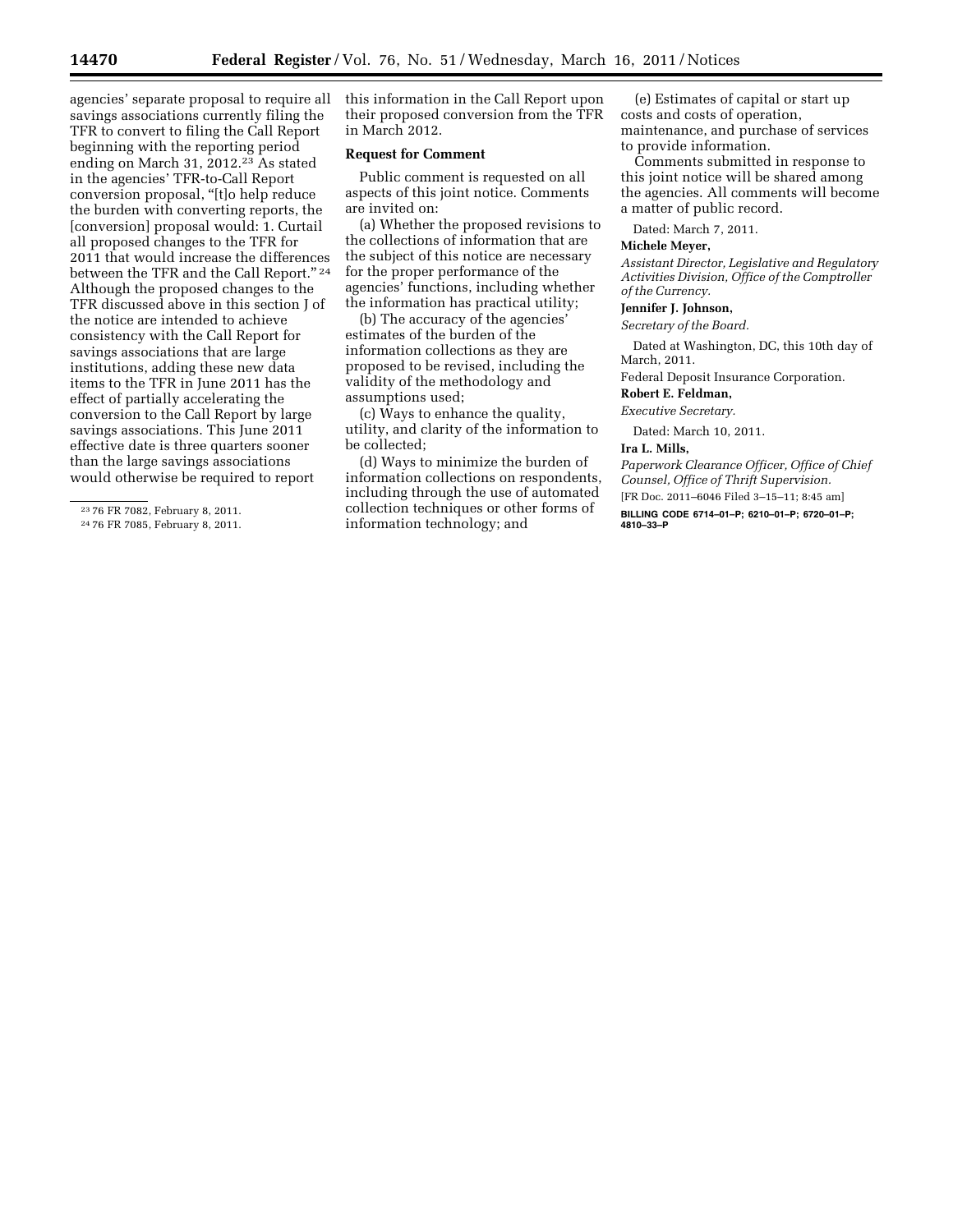agencies' separate proposal to require all savings associations currently filing the TFR to convert to filing the Call Report beginning with the reporting period ending on March 31, 2012.[23] As stated in the agencies' TFR-to-Call Report conversion proposal, "[t]o help reduce the burden with converting reports, the [conversion] proposal would: 1. Curtail all proposed changes to the TFR for 2011 that would increase the differences between the TFR and the Call Report."[24] Although the proposed changes to the TFR discussed above in this section J of the notice are intended to achieve consistency with the Call Report for savings associations that are large institutions, adding these new data items to the TFR in June 2011 has the effect of partially accelerating the conversion to the Call Report by large savings associations. This June 2011 effective date is three quarters sooner than the large savings associations would otherwise be required to report this information in the Call Report upon their proposed conversion from the TFR in March 2012.

[23] 76 FR 7082, February 8, 2011.

[24] 76 FR 7085, February 8, 2011.

**Request for Comment**

Public comment is requested on all aspects of this joint notice. Comments are invited on:

(a) Whether the proposed revisions to the collections of information that are the subject of this notice are necessary for the proper performance of the agencies' functions, including whether the information has practical utility;

(b) The accuracy of the agencies' estimates of the burden of the information collections as they are proposed to be revised, including the validity of the methodology and assumptions used;

(c) Ways to enhance the quality, utility, and clarity of the information to be collected;

(d) Ways to minimize the burden of information collections on respondents, including through the use of automated collection techniques or other forms of information technology; and

(e) Estimates of capital or start up costs and costs of operation, maintenance, and purchase of services to provide information.

Comments submitted in response to this joint notice will be shared among the agencies. All comments will become a matter of public record.

Dated: March 7, 2011.

**Michele Meyer,**

*Assistant Director, Legislative and Regulatory Activities Division, Office of the Comptroller of the Currency.*

**Jennifer J. Johnson,**

*Secretary of the Board.*

Dated at Washington, DC, this 10th day of March, 2011.

Federal Deposit Insurance Corporation.

**Robert E. Feldman,**

*Executive Secretary.*

Dated: March 10, 2011.

**Ira L. Mills,**

*Paperwork Clearance Officer, Office of Chief Counsel, Office of Thrift Supervision.*

[FR Doc. 2011–6046 Filed 3–15–11; 8:45 am]

**BILLING CODE 6714–01–P; 6210–01–P; 6720–01–P; 4810–33–P**